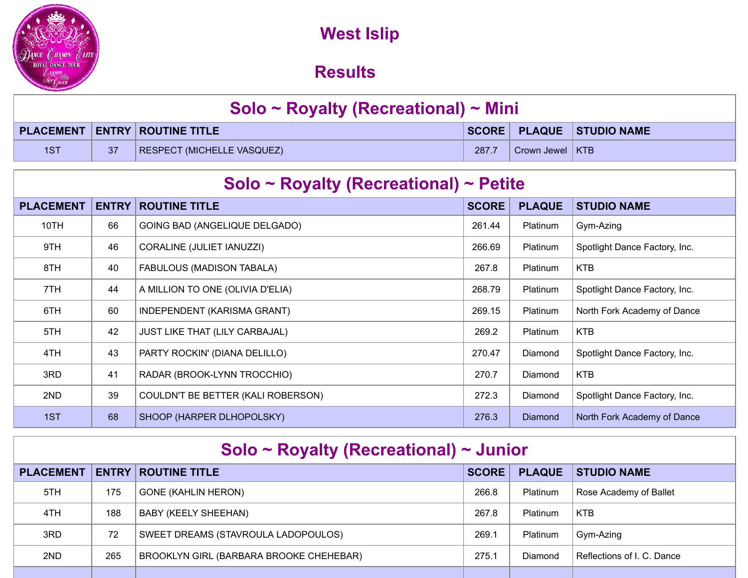# West Islip

# Results

## Solo ~ Royalty (Recreational) ~ Mini

| PLACEMENT | ENTRY | ROUTINE TITLE | SCORE | PLAQUE | STUDIO NAME |
|---|---|---|---|---|---|
| 1ST | 37 | RESPECT (MICHELLE VASQUEZ) | 287.7 | Crown Jewel | KTB |

## Solo ~ Royalty (Recreational) ~ Petite

| PLACEMENT | ENTRY | ROUTINE TITLE | SCORE | PLAQUE | STUDIO NAME |
|---|---|---|---|---|---|
| 10TH | 66 | GOING BAD (ANGELIQUE DELGADO) | 261.44 | Platinum | Gym-Azing |
| 9TH | 46 | CORALINE (JULIET IANUZZI) | 266.69 | Platinum | Spotlight Dance Factory, Inc. |
| 8TH | 40 | FABULOUS (MADISON TABALA) | 267.8 | Platinum | KTB |
| 7TH | 44 | A MILLION TO ONE (OLIVIA D'ELIA) | 268.79 | Platinum | Spotlight Dance Factory, Inc. |
| 6TH | 60 | INDEPENDENT (KARISMA GRANT) | 269.15 | Platinum | North Fork Academy of Dance |
| 5TH | 42 | JUST LIKE THAT (LILY CARBAJAL) | 269.2 | Platinum | KTB |
| 4TH | 43 | PARTY ROCKIN' (DIANA DELILLO) | 270.47 | Diamond | Spotlight Dance Factory, Inc. |
| 3RD | 41 | RADAR (BROOK-LYNN TROCCHIO) | 270.7 | Diamond | KTB |
| 2ND | 39 | COULDN'T BE BETTER (KALI ROBERSON) | 272.3 | Diamond | Spotlight Dance Factory, Inc. |
| 1ST | 68 | SHOOP (HARPER DLHOPOLSKY) | 276.3 | Diamond | North Fork Academy of Dance |

## Solo ~ Royalty (Recreational) ~ Junior

| PLACEMENT | ENTRY | ROUTINE TITLE | SCORE | PLAQUE | STUDIO NAME |
|---|---|---|---|---|---|
| 5TH | 175 | GONE (KAHLIN HERON) | 266.8 | Platinum | Rose Academy of Ballet |
| 4TH | 188 | BABY (KEELY SHEEHAN) | 267.8 | Platinum | KTB |
| 3RD | 72 | SWEET DREAMS (STAVROULA LADOPOULOS) | 269.1 | Platinum | Gym-Azing |
| 2ND | 265 | BROOKLYN GIRL (BARBARA BROOKE CHEHEBAR) | 275.1 | Diamond | Reflections of I. C. Dance |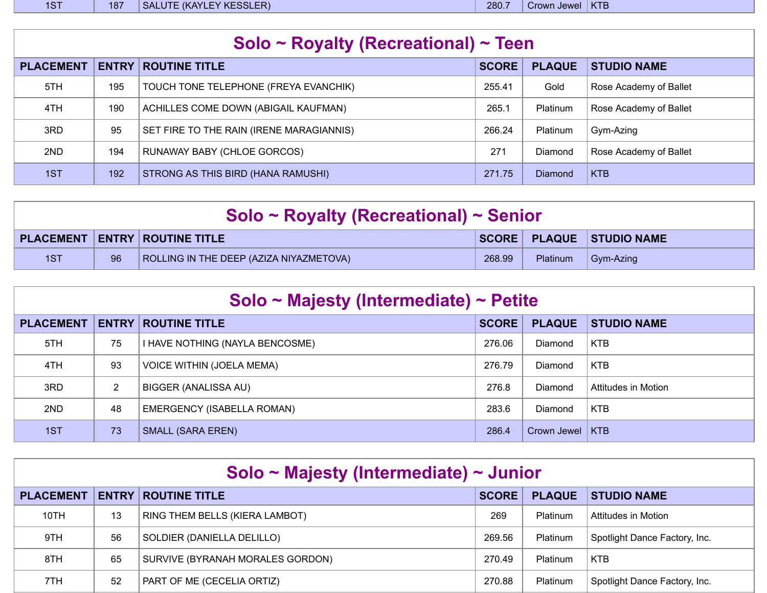| PLACEMENT | ENTRY | ROUTINE TITLE | SCORE | PLAQUE | STUDIO NAME |
|---|---|---|---|---|---|
| 1ST | 187 | SALUTE (KAYLEY KESSLER) | 280.7 | Crown Jewel | KTB |

## Solo ~ Royalty (Recreational) ~ Teen

| PLACEMENT | ENTRY | ROUTINE TITLE | SCORE | PLAQUE | STUDIO NAME |
|---|---|---|---|---|---|
| 5TH | 195 | TOUCH TONE TELEPHONE (FREYA EVANCHIK) | 255.41 | Gold | Rose Academy of Ballet |
| 4TH | 190 | ACHILLES COME DOWN (ABIGAIL KAUFMAN) | 265.1 | Platinum | Rose Academy of Ballet |
| 3RD | 95 | SET FIRE TO THE RAIN (IRENE MARAGIANNIS) | 266.24 | Platinum | Gym-Azing |
| 2ND | 194 | RUNAWAY BABY (CHLOE GORCOS) | 271 | Diamond | Rose Academy of Ballet |
| 1ST | 192 | STRONG AS THIS BIRD (HANA RAMUSHI) | 271.75 | Diamond | KTB |

## Solo ~ Royalty (Recreational) ~ Senior

| PLACEMENT | ENTRY | ROUTINE TITLE | SCORE | PLAQUE | STUDIO NAME |
|---|---|---|---|---|---|
| 1ST | 96 | ROLLING IN THE DEEP (AZIZA NIYAZMETOVA) | 268.99 | Platinum | Gym-Azing |

## Solo ~ Majesty (Intermediate) ~ Petite

| PLACEMENT | ENTRY | ROUTINE TITLE | SCORE | PLAQUE | STUDIO NAME |
|---|---|---|---|---|---|
| 5TH | 75 | I HAVE NOTHING (NAYLA BENCOSME) | 276.06 | Diamond | KTB |
| 4TH | 93 | VOICE WITHIN (JOELA MEMA) | 276.79 | Diamond | KTB |
| 3RD | 2 | BIGGER (ANALISSA AU) | 276.8 | Diamond | Attitudes in Motion |
| 2ND | 48 | EMERGENCY (ISABELLA ROMAN) | 283.6 | Diamond | KTB |
| 1ST | 73 | SMALL (SARA EREN) | 286.4 | Crown Jewel | KTB |

## Solo ~ Majesty (Intermediate) ~ Junior

| PLACEMENT | ENTRY | ROUTINE TITLE | SCORE | PLAQUE | STUDIO NAME |
|---|---|---|---|---|---|
| 10TH | 13 | RING THEM BELLS (KIERA LAMBOT) | 269 | Platinum | Attitudes in Motion |
| 9TH | 56 | SOLDIER (DANIELLA DELILLO) | 269.56 | Platinum | Spotlight Dance Factory, Inc. |
| 8TH | 65 | SURVIVE (BYRANAH MORALES GORDON) | 270.49 | Platinum | KTB |
| 7TH | 52 | PART OF ME (CECELIA ORTIZ) | 270.88 | Platinum | Spotlight Dance Factory, Inc. |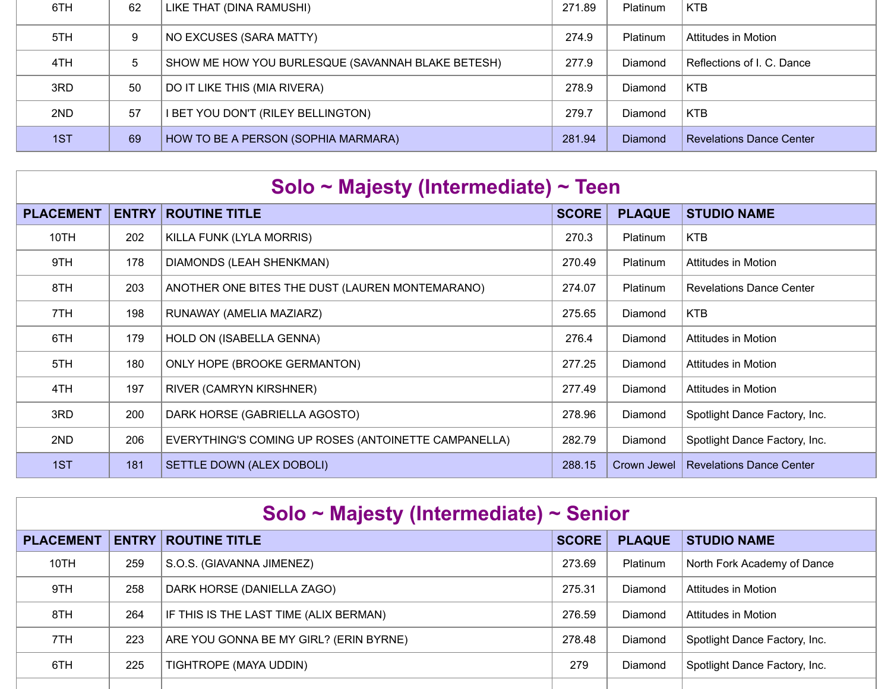| PLACEMENT | ENTRY | ROUTINE TITLE | SCORE | PLAQUE | STUDIO NAME |
|---|---|---|---|---|---|
| 6TH | 62 | LIKE THAT (DINA RAMUSHI) | 271.89 | Platinum | KTB |
| 5TH | 9 | NO EXCUSES (SARA MATTY) | 274.9 | Platinum | Attitudes in Motion |
| 4TH | 5 | SHOW ME HOW YOU BURLESQUE (SAVANNAH BLAKE BETESH) | 277.9 | Diamond | Reflections of I. C. Dance |
| 3RD | 50 | DO IT LIKE THIS (MIA RIVERA) | 278.9 | Diamond | KTB |
| 2ND | 57 | I BET YOU DON'T (RILEY BELLINGTON) | 279.7 | Diamond | KTB |
| 1ST | 69 | HOW TO BE A PERSON (SOPHIA MARMARA) | 281.94 | Diamond | Revelations Dance Center |

## Solo ~ Majesty (Intermediate) ~ Teen

| PLACEMENT | ENTRY | ROUTINE TITLE | SCORE | PLAQUE | STUDIO NAME |
|---|---|---|---|---|---|
| 10TH | 202 | KILLA FUNK (LYLA MORRIS) | 270.3 | Platinum | KTB |
| 9TH | 178 | DIAMONDS (LEAH SHENKMAN) | 270.49 | Platinum | Attitudes in Motion |
| 8TH | 203 | ANOTHER ONE BITES THE DUST (LAUREN MONTEMARANO) | 274.07 | Platinum | Revelations Dance Center |
| 7TH | 198 | RUNAWAY (AMELIA MAZIARZ) | 275.65 | Diamond | KTB |
| 6TH | 179 | HOLD ON (ISABELLA GENNA) | 276.4 | Diamond | Attitudes in Motion |
| 5TH | 180 | ONLY HOPE (BROOKE GERMANTON) | 277.25 | Diamond | Attitudes in Motion |
| 4TH | 197 | RIVER (CAMRYN KIRSHNER) | 277.49 | Diamond | Attitudes in Motion |
| 3RD | 200 | DARK HORSE (GABRIELLA AGOSTO) | 278.96 | Diamond | Spotlight Dance Factory, Inc. |
| 2ND | 206 | EVERYTHING'S COMING UP ROSES (ANTOINETTE CAMPANELLA) | 282.79 | Diamond | Spotlight Dance Factory, Inc. |
| 1ST | 181 | SETTLE DOWN (ALEX DOBOLI) | 288.15 | Crown Jewel | Revelations Dance Center |

## Solo ~ Majesty (Intermediate) ~ Senior

| PLACEMENT | ENTRY | ROUTINE TITLE | SCORE | PLAQUE | STUDIO NAME |
|---|---|---|---|---|---|
| 10TH | 259 | S.O.S. (GIAVANNA JIMENEZ) | 273.69 | Platinum | North Fork Academy of Dance |
| 9TH | 258 | DARK HORSE (DANIELLA ZAGO) | 275.31 | Diamond | Attitudes in Motion |
| 8TH | 264 | IF THIS IS THE LAST TIME (ALIX BERMAN) | 276.59 | Diamond | Attitudes in Motion |
| 7TH | 223 | ARE YOU GONNA BE MY GIRL? (ERIN BYRNE) | 278.48 | Diamond | Spotlight Dance Factory, Inc. |
| 6TH | 225 | TIGHTROPE (MAYA UDDIN) | 279 | Diamond | Spotlight Dance Factory, Inc. |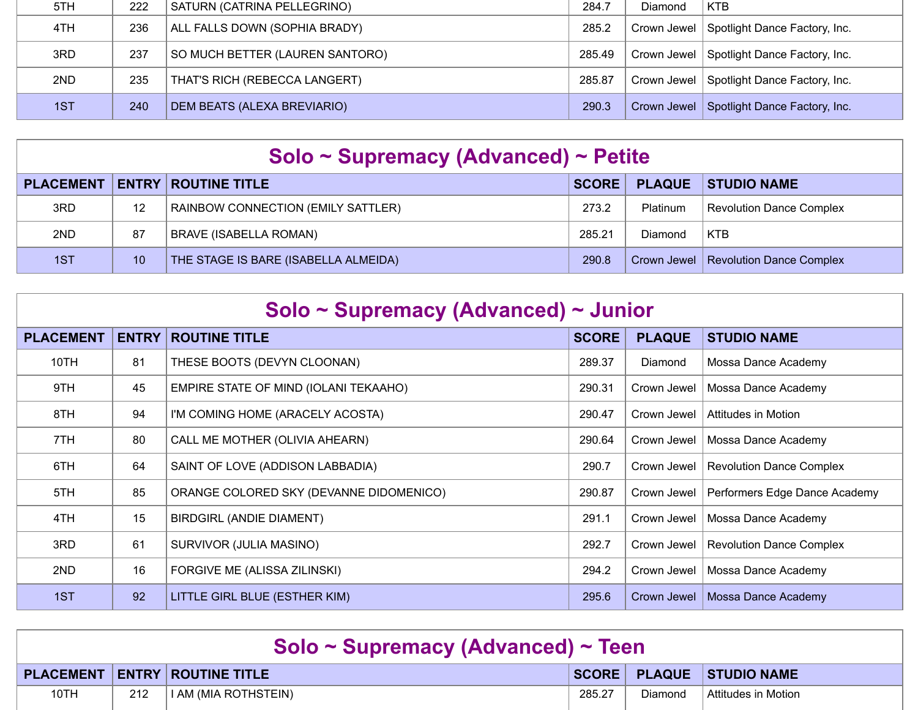| PLACEMENT | ENTRY | ROUTINE TITLE | SCORE | PLAQUE | STUDIO NAME |
|---|---|---|---|---|---|
| 5TH | 222 | SATURN (CATRINA PELLEGRINO) | 284.7 | Diamond | KTB |
| 4TH | 236 | ALL FALLS DOWN (SOPHIA BRADY) | 285.2 | Crown Jewel | Spotlight Dance Factory, Inc. |
| 3RD | 237 | SO MUCH BETTER (LAUREN SANTORO) | 285.49 | Crown Jewel | Spotlight Dance Factory, Inc. |
| 2ND | 235 | THAT'S RICH (REBECCA LANGERT) | 285.87 | Crown Jewel | Spotlight Dance Factory, Inc. |
| 1ST | 240 | DEM BEATS (ALEXA BREVIARIO) | 290.3 | Crown Jewel | Spotlight Dance Factory, Inc. |

## Solo ~ Supremacy (Advanced) ~ Petite

| PLACEMENT | ENTRY | ROUTINE TITLE | SCORE | PLAQUE | STUDIO NAME |
|---|---|---|---|---|---|
| 3RD | 12 | RAINBOW CONNECTION (EMILY SATTLER) | 273.2 | Platinum | Revolution Dance Complex |
| 2ND | 87 | BRAVE (ISABELLA ROMAN) | 285.21 | Diamond | KTB |
| 1ST | 10 | THE STAGE IS BARE (ISABELLA ALMEIDA) | 290.8 | Crown Jewel | Revolution Dance Complex |

## Solo ~ Supremacy (Advanced) ~ Junior

| PLACEMENT | ENTRY | ROUTINE TITLE | SCORE | PLAQUE | STUDIO NAME |
|---|---|---|---|---|---|
| 10TH | 81 | THESE BOOTS (DEVYN CLOONAN) | 289.37 | Diamond | Mossa Dance Academy |
| 9TH | 45 | EMPIRE STATE OF MIND (IOLANI TEKAAHO) | 290.31 | Crown Jewel | Mossa Dance Academy |
| 8TH | 94 | I'M COMING HOME (ARACELY ACOSTA) | 290.47 | Crown Jewel | Attitudes in Motion |
| 7TH | 80 | CALL ME MOTHER (OLIVIA AHEARN) | 290.64 | Crown Jewel | Mossa Dance Academy |
| 6TH | 64 | SAINT OF LOVE (ADDISON LABBADIA) | 290.7 | Crown Jewel | Revolution Dance Complex |
| 5TH | 85 | ORANGE COLORED SKY (DEVANNE DIDOMENICO) | 290.87 | Crown Jewel | Performers Edge Dance Academy |
| 4TH | 15 | BIRDGIRL (ANDIE DIAMENT) | 291.1 | Crown Jewel | Mossa Dance Academy |
| 3RD | 61 | SURVIVOR (JULIA MASINO) | 292.7 | Crown Jewel | Revolution Dance Complex |
| 2ND | 16 | FORGIVE ME (ALISSA ZILINSKI) | 294.2 | Crown Jewel | Mossa Dance Academy |
| 1ST | 92 | LITTLE GIRL BLUE (ESTHER KIM) | 295.6 | Crown Jewel | Mossa Dance Academy |

## Solo ~ Supremacy (Advanced) ~ Teen

| PLACEMENT | ENTRY | ROUTINE TITLE | SCORE | PLAQUE | STUDIO NAME |
|---|---|---|---|---|---|
| 10TH | 212 | I AM (MIA ROTHSTEIN) | 285.27 | Diamond | Attitudes in Motion |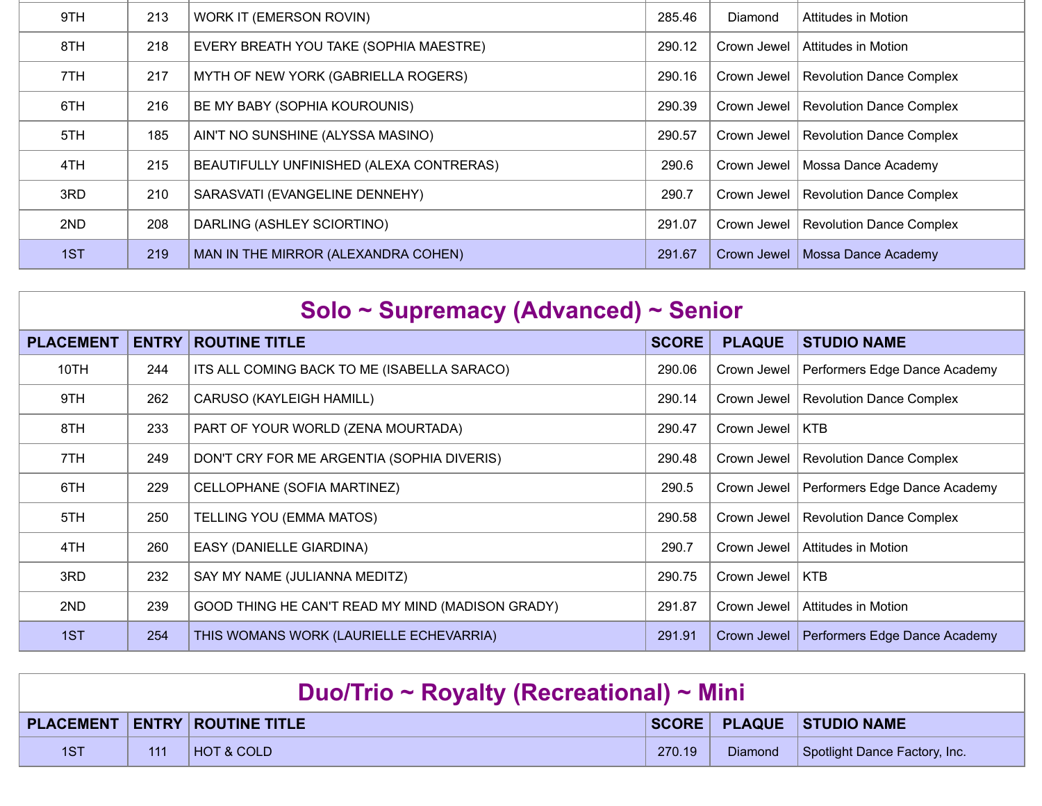| PLACEMENT | ENTRY | ROUTINE TITLE | SCORE | PLAQUE | STUDIO NAME |
|---|---|---|---|---|---|
| 9TH | 213 | WORK IT (EMERSON ROVIN) | 285.46 | Diamond | Attitudes in Motion |
| 8TH | 218 | EVERY BREATH YOU TAKE (SOPHIA MAESTRE) | 290.12 | Crown Jewel | Attitudes in Motion |
| 7TH | 217 | MYTH OF NEW YORK (GABRIELLA ROGERS) | 290.16 | Crown Jewel | Revolution Dance Complex |
| 6TH | 216 | BE MY BABY (SOPHIA KOUROUNIS) | 290.39 | Crown Jewel | Revolution Dance Complex |
| 5TH | 185 | AIN'T NO SUNSHINE (ALYSSA MASINO) | 290.57 | Crown Jewel | Revolution Dance Complex |
| 4TH | 215 | BEAUTIFULLY UNFINISHED (ALEXA CONTRERAS) | 290.6 | Crown Jewel | Mossa Dance Academy |
| 3RD | 210 | SARASVATI (EVANGELINE DENNEHY) | 290.7 | Crown Jewel | Revolution Dance Complex |
| 2ND | 208 | DARLING (ASHLEY SCIORTINO) | 291.07 | Crown Jewel | Revolution Dance Complex |
| 1ST | 219 | MAN IN THE MIRROR (ALEXANDRA COHEN) | 291.67 | Crown Jewel | Mossa Dance Academy |

## Solo ~ Supremacy (Advanced) ~ Senior

| PLACEMENT | ENTRY | ROUTINE TITLE | SCORE | PLAQUE | STUDIO NAME |
|---|---|---|---|---|---|
| 10TH | 244 | ITS ALL COMING BACK TO ME (ISABELLA SARACO) | 290.06 | Crown Jewel | Performers Edge Dance Academy |
| 9TH | 262 | CARUSO (KAYLEIGH HAMILL) | 290.14 | Crown Jewel | Revolution Dance Complex |
| 8TH | 233 | PART OF YOUR WORLD (ZENA MOURTADA) | 290.47 | Crown Jewel | KTB |
| 7TH | 249 | DON'T CRY FOR ME ARGENTIA (SOPHIA DIVERIS) | 290.48 | Crown Jewel | Revolution Dance Complex |
| 6TH | 229 | CELLOPHANE (SOFIA MARTINEZ) | 290.5 | Crown Jewel | Performers Edge Dance Academy |
| 5TH | 250 | TELLING YOU (EMMA MATOS) | 290.58 | Crown Jewel | Revolution Dance Complex |
| 4TH | 260 | EASY (DANIELLE GIARDINA) | 290.7 | Crown Jewel | Attitudes in Motion |
| 3RD | 232 | SAY MY NAME (JULIANNA MEDITZ) | 290.75 | Crown Jewel | KTB |
| 2ND | 239 | GOOD THING HE CAN'T READ MY MIND (MADISON GRADY) | 291.87 | Crown Jewel | Attitudes in Motion |
| 1ST | 254 | THIS WOMANS WORK (LAURIELLE ECHEVARRIA) | 291.91 | Crown Jewel | Performers Edge Dance Academy |

## Duo/Trio ~ Royalty (Recreational) ~ Mini

| PLACEMENT | ENTRY | ROUTINE TITLE | SCORE | PLAQUE | STUDIO NAME |
|---|---|---|---|---|---|
| 1ST | 111 | HOT & COLD | 270.19 | Diamond | Spotlight Dance Factory, Inc. |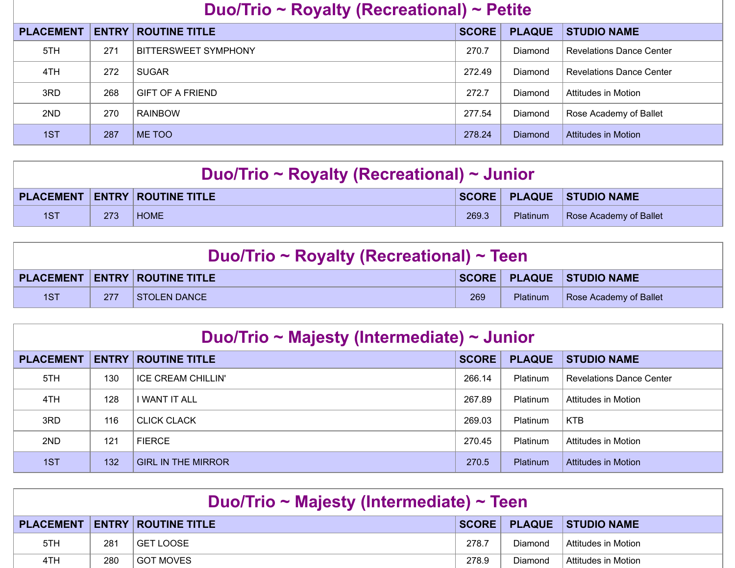## Duo/Trio ~ Royalty (Recreational) ~ Petite

| PLACEMENT | ENTRY | ROUTINE TITLE | SCORE | PLAQUE | STUDIO NAME |
|---|---|---|---|---|---|
| 5TH | 271 | BITTERSWEET SYMPHONY | 270.7 | Diamond | Revelations Dance Center |
| 4TH | 272 | SUGAR | 272.49 | Diamond | Revelations Dance Center |
| 3RD | 268 | GIFT OF A FRIEND | 272.7 | Diamond | Attitudes in Motion |
| 2ND | 270 | RAINBOW | 277.54 | Diamond | Rose Academy of Ballet |
| 1ST | 287 | ME TOO | 278.24 | Diamond | Attitudes in Motion |

## Duo/Trio ~ Royalty (Recreational) ~ Junior

| PLACEMENT | ENTRY | ROUTINE TITLE | SCORE | PLAQUE | STUDIO NAME |
|---|---|---|---|---|---|
| 1ST | 273 | HOME | 269.3 | Platinum | Rose Academy of Ballet |

## Duo/Trio ~ Royalty (Recreational) ~ Teen

| PLACEMENT | ENTRY | ROUTINE TITLE | SCORE | PLAQUE | STUDIO NAME |
|---|---|---|---|---|---|
| 1ST | 277 | STOLEN DANCE | 269 | Platinum | Rose Academy of Ballet |

## Duo/Trio ~ Majesty (Intermediate) ~ Junior

| PLACEMENT | ENTRY | ROUTINE TITLE | SCORE | PLAQUE | STUDIO NAME |
|---|---|---|---|---|---|
| 5TH | 130 | ICE CREAM CHILLIN' | 266.14 | Platinum | Revelations Dance Center |
| 4TH | 128 | I WANT IT ALL | 267.89 | Platinum | Attitudes in Motion |
| 3RD | 116 | CLICK CLACK | 269.03 | Platinum | KTB |
| 2ND | 121 | FIERCE | 270.45 | Platinum | Attitudes in Motion |
| 1ST | 132 | GIRL IN THE MIRROR | 270.5 | Platinum | Attitudes in Motion |

## Duo/Trio ~ Majesty (Intermediate) ~ Teen

| PLACEMENT | ENTRY | ROUTINE TITLE | SCORE | PLAQUE | STUDIO NAME |
|---|---|---|---|---|---|
| 5TH | 281 | GET LOOSE | 278.7 | Diamond | Attitudes in Motion |
| 4TH | 280 | GOT MOVES | 278.9 | Diamond | Attitudes in Motion |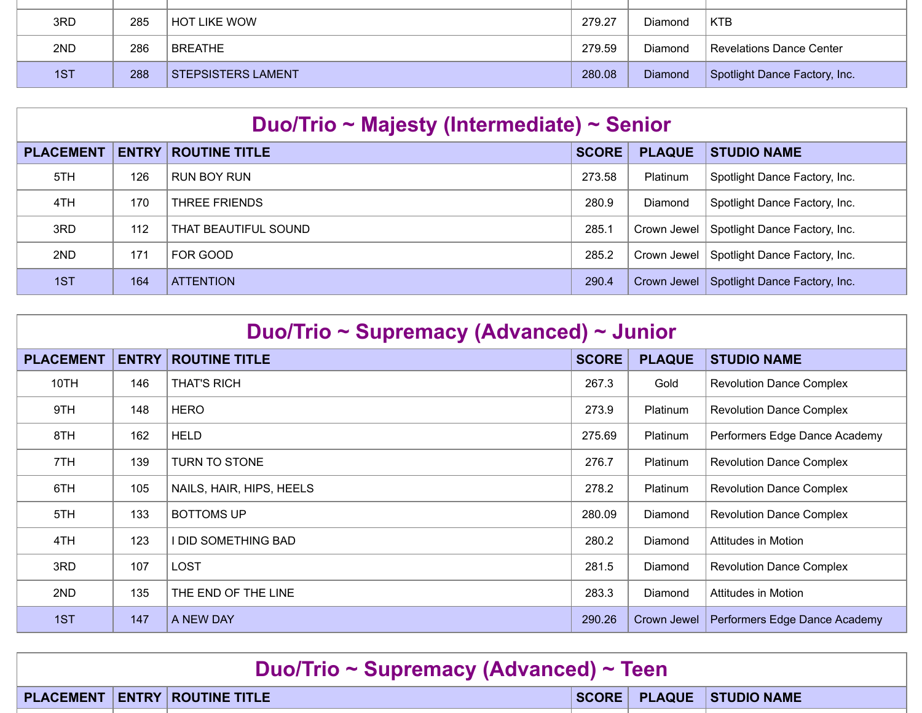| PLACEMENT | ENTRY | ROUTINE TITLE | SCORE | PLAQUE | STUDIO NAME |
|---|---|---|---|---|---|
| 3RD | 285 | HOT LIKE WOW | 279.27 | Diamond | KTB |
| 2ND | 286 | BREATHE | 279.59 | Diamond | Revelations Dance Center |
| 1ST | 288 | STEPSISTERS LAMENT | 280.08 | Diamond | Spotlight Dance Factory, Inc. |

## Duo/Trio ~ Majesty (Intermediate) ~ Senior

| PLACEMENT | ENTRY | ROUTINE TITLE | SCORE | PLAQUE | STUDIO NAME |
|---|---|---|---|---|---|
| 5TH | 126 | RUN BOY RUN | 273.58 | Platinum | Spotlight Dance Factory, Inc. |
| 4TH | 170 | THREE FRIENDS | 280.9 | Diamond | Spotlight Dance Factory, Inc. |
| 3RD | 112 | THAT BEAUTIFUL SOUND | 285.1 | Crown Jewel | Spotlight Dance Factory, Inc. |
| 2ND | 171 | FOR GOOD | 285.2 | Crown Jewel | Spotlight Dance Factory, Inc. |
| 1ST | 164 | ATTENTION | 290.4 | Crown Jewel | Spotlight Dance Factory, Inc. |

## Duo/Trio ~ Supremacy (Advanced) ~ Junior

| PLACEMENT | ENTRY | ROUTINE TITLE | SCORE | PLAQUE | STUDIO NAME |
|---|---|---|---|---|---|
| 10TH | 146 | THAT'S RICH | 267.3 | Gold | Revolution Dance Complex |
| 9TH | 148 | HERO | 273.9 | Platinum | Revolution Dance Complex |
| 8TH | 162 | HELD | 275.69 | Platinum | Performers Edge Dance Academy |
| 7TH | 139 | TURN TO STONE | 276.7 | Platinum | Revolution Dance Complex |
| 6TH | 105 | NAILS, HAIR, HIPS, HEELS | 278.2 | Platinum | Revolution Dance Complex |
| 5TH | 133 | BOTTOMS UP | 280.09 | Diamond | Revolution Dance Complex |
| 4TH | 123 | I DID SOMETHING BAD | 280.2 | Diamond | Attitudes in Motion |
| 3RD | 107 | LOST | 281.5 | Diamond | Revolution Dance Complex |
| 2ND | 135 | THE END OF THE LINE | 283.3 | Diamond | Attitudes in Motion |
| 1ST | 147 | A NEW DAY | 290.26 | Crown Jewel | Performers Edge Dance Academy |

## Duo/Trio ~ Supremacy (Advanced) ~ Teen

| PLACEMENT | ENTRY | ROUTINE TITLE | SCORE | PLAQUE | STUDIO NAME |
|---|---|---|---|---|---|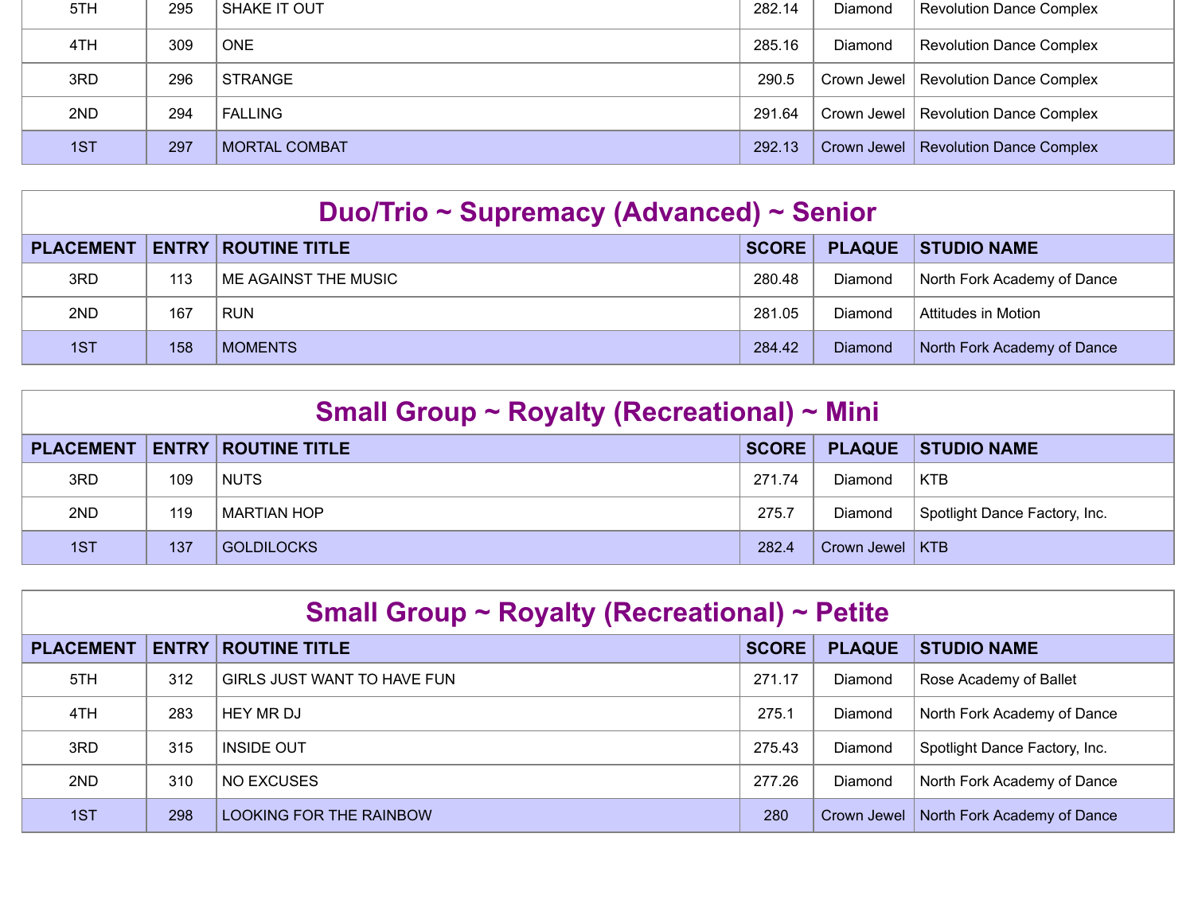| PLACEMENT | ENTRY | ROUTINE TITLE | SCORE | PLAQUE | STUDIO NAME |
| --- | --- | --- | --- | --- | --- |
| 5TH | 295 | SHAKE IT OUT | 282.14 | Diamond | Revolution Dance Complex |
| 4TH | 309 | ONE | 285.16 | Diamond | Revolution Dance Complex |
| 3RD | 296 | STRANGE | 290.5 | Crown Jewel | Revolution Dance Complex |
| 2ND | 294 | FALLING | 291.64 | Crown Jewel | Revolution Dance Complex |
| 1ST | 297 | MORTAL COMBAT | 292.13 | Crown Jewel | Revolution Dance Complex |

## Duo/Trio ~ Supremacy (Advanced) ~ Senior

| PLACEMENT | ENTRY | ROUTINE TITLE | SCORE | PLAQUE | STUDIO NAME |
| --- | --- | --- | --- | --- | --- |
| 3RD | 113 | ME AGAINST THE MUSIC | 280.48 | Diamond | North Fork Academy of Dance |
| 2ND | 167 | RUN | 281.05 | Diamond | Attitudes in Motion |
| 1ST | 158 | MOMENTS | 284.42 | Diamond | North Fork Academy of Dance |

## Small Group ~ Royalty (Recreational) ~ Mini

| PLACEMENT | ENTRY | ROUTINE TITLE | SCORE | PLAQUE | STUDIO NAME |
| --- | --- | --- | --- | --- | --- |
| 3RD | 109 | NUTS | 271.74 | Diamond | KTB |
| 2ND | 119 | MARTIAN HOP | 275.7 | Diamond | Spotlight Dance Factory, Inc. |
| 1ST | 137 | GOLDILOCKS | 282.4 | Crown Jewel | KTB |

## Small Group ~ Royalty (Recreational) ~ Petite

| PLACEMENT | ENTRY | ROUTINE TITLE | SCORE | PLAQUE | STUDIO NAME |
| --- | --- | --- | --- | --- | --- |
| 5TH | 312 | GIRLS JUST WANT TO HAVE FUN | 271.17 | Diamond | Rose Academy of Ballet |
| 4TH | 283 | HEY MR DJ | 275.1 | Diamond | North Fork Academy of Dance |
| 3RD | 315 | INSIDE OUT | 275.43 | Diamond | Spotlight Dance Factory, Inc. |
| 2ND | 310 | NO EXCUSES | 277.26 | Diamond | North Fork Academy of Dance |
| 1ST | 298 | LOOKING FOR THE RAINBOW | 280 | Crown Jewel | North Fork Academy of Dance |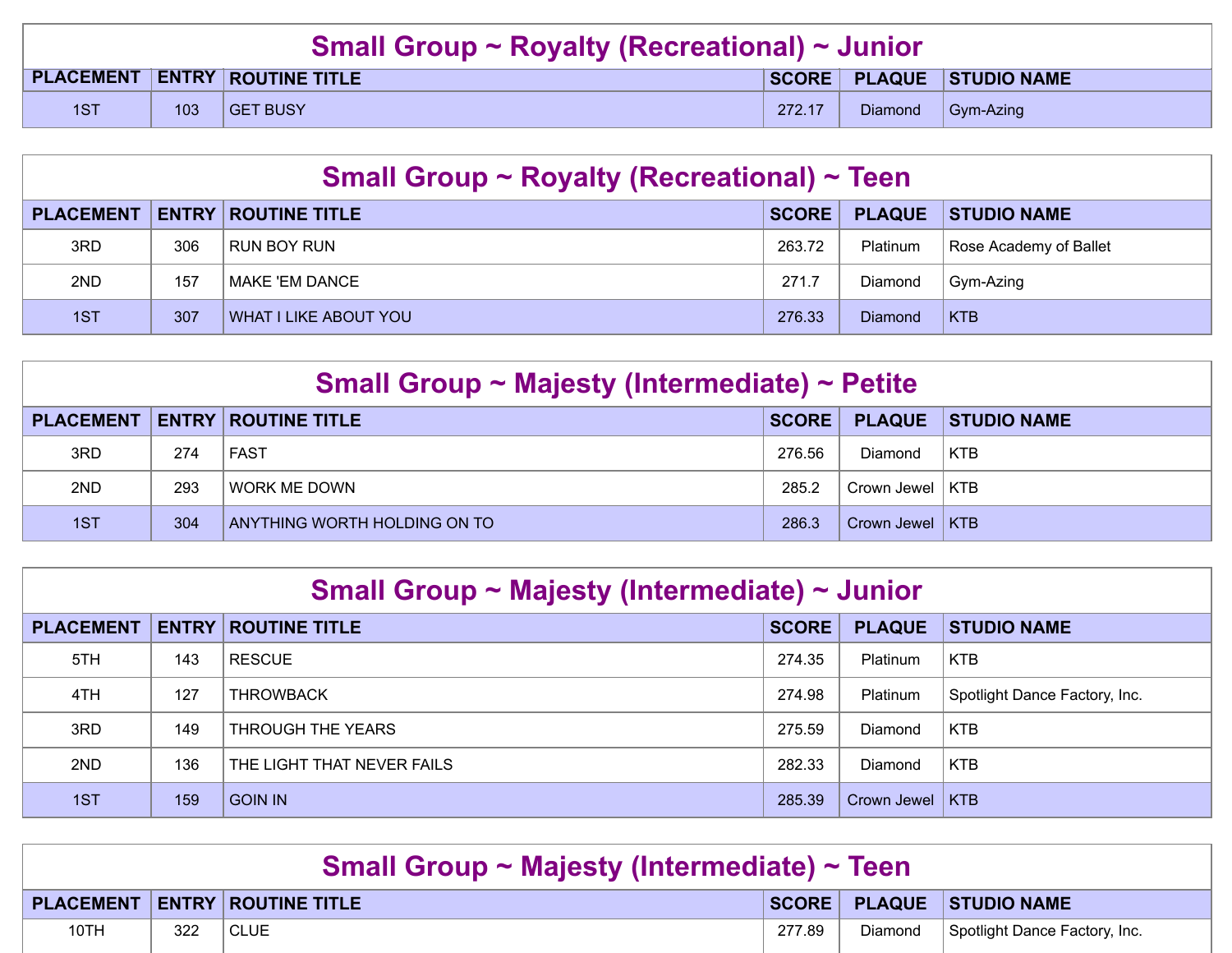## Small Group ~ Royalty (Recreational) ~ Junior

| PLACEMENT | ENTRY | ROUTINE TITLE | SCORE | PLAQUE | STUDIO NAME |
|---|---|---|---|---|---|
| 1ST | 103 | GET BUSY | 272.17 | Diamond | Gym-Azing |

## Small Group ~ Royalty (Recreational) ~ Teen

| PLACEMENT | ENTRY | ROUTINE TITLE | SCORE | PLAQUE | STUDIO NAME |
|---|---|---|---|---|---|
| 3RD | 306 | RUN BOY RUN | 263.72 | Platinum | Rose Academy of Ballet |
| 2ND | 157 | MAKE 'EM DANCE | 271.7 | Diamond | Gym-Azing |
| 1ST | 307 | WHAT I LIKE ABOUT YOU | 276.33 | Diamond | KTB |

## Small Group ~ Majesty (Intermediate) ~ Petite

| PLACEMENT | ENTRY | ROUTINE TITLE | SCORE | PLAQUE | STUDIO NAME |
|---|---|---|---|---|---|
| 3RD | 274 | FAST | 276.56 | Diamond | KTB |
| 2ND | 293 | WORK ME DOWN | 285.2 | Crown Jewel | KTB |
| 1ST | 304 | ANYTHING WORTH HOLDING ON TO | 286.3 | Crown Jewel | KTB |

## Small Group ~ Majesty (Intermediate) ~ Junior

| PLACEMENT | ENTRY | ROUTINE TITLE | SCORE | PLAQUE | STUDIO NAME |
|---|---|---|---|---|---|
| 5TH | 143 | RESCUE | 274.35 | Platinum | KTB |
| 4TH | 127 | THROWBACK | 274.98 | Platinum | Spotlight Dance Factory, Inc. |
| 3RD | 149 | THROUGH THE YEARS | 275.59 | Diamond | KTB |
| 2ND | 136 | THE LIGHT THAT NEVER FAILS | 282.33 | Diamond | KTB |
| 1ST | 159 | GOIN IN | 285.39 | Crown Jewel | KTB |

## Small Group ~ Majesty (Intermediate) ~ Teen

| PLACEMENT | ENTRY | ROUTINE TITLE | SCORE | PLAQUE | STUDIO NAME |
|---|---|---|---|---|---|
| 10TH | 322 | CLUE | 277.89 | Diamond | Spotlight Dance Factory, Inc. |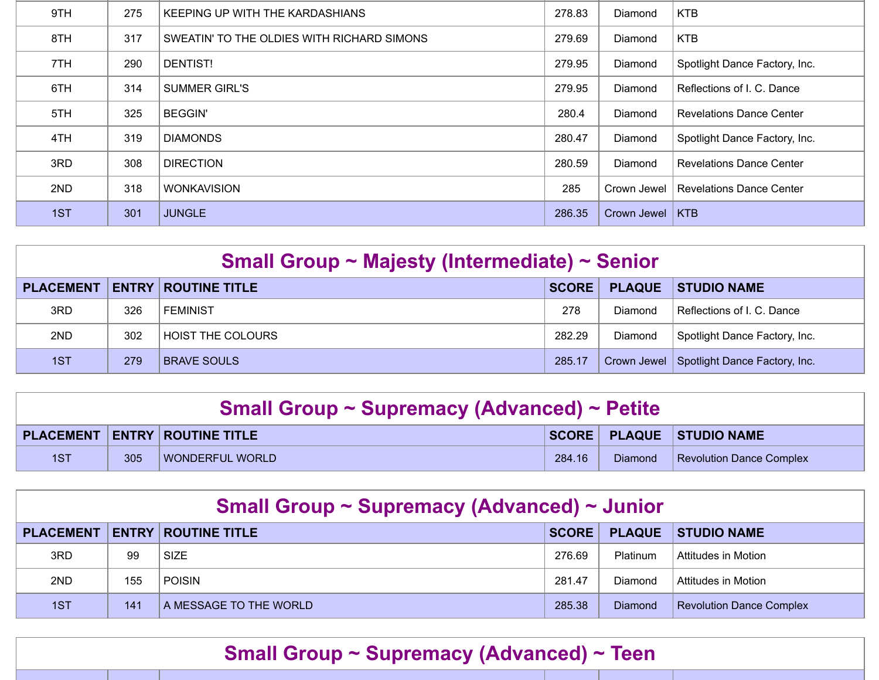| PLACEMENT | ENTRY | ROUTINE TITLE | SCORE | PLAQUE | STUDIO NAME |
|---|---|---|---|---|---|
| 9TH | 275 | KEEPING UP WITH THE KARDASHIANS | 278.83 | Diamond | KTB |
| 8TH | 317 | SWEATIN' TO THE OLDIES WITH RICHARD SIMONS | 279.69 | Diamond | KTB |
| 7TH | 290 | DENTIST! | 279.95 | Diamond | Spotlight Dance Factory, Inc. |
| 6TH | 314 | SUMMER GIRL'S | 279.95 | Diamond | Reflections of I. C. Dance |
| 5TH | 325 | BEGGIN' | 280.4 | Diamond | Revelations Dance Center |
| 4TH | 319 | DIAMONDS | 280.47 | Diamond | Spotlight Dance Factory, Inc. |
| 3RD | 308 | DIRECTION | 280.59 | Diamond | Revelations Dance Center |
| 2ND | 318 | WONKAVISION | 285 | Crown Jewel | Revelations Dance Center |
| 1ST | 301 | JUNGLE | 286.35 | Crown Jewel | KTB |

## Small Group ~ Majesty (Intermediate) ~ Senior

| PLACEMENT | ENTRY | ROUTINE TITLE | SCORE | PLAQUE | STUDIO NAME |
|---|---|---|---|---|---|
| 3RD | 326 | FEMINIST | 278 | Diamond | Reflections of I. C. Dance |
| 2ND | 302 | HOIST THE COLOURS | 282.29 | Diamond | Spotlight Dance Factory, Inc. |
| 1ST | 279 | BRAVE SOULS | 285.17 | Crown Jewel | Spotlight Dance Factory, Inc. |

## Small Group ~ Supremacy (Advanced) ~ Petite

| PLACEMENT | ENTRY | ROUTINE TITLE | SCORE | PLAQUE | STUDIO NAME |
|---|---|---|---|---|---|
| 1ST | 305 | WONDERFUL WORLD | 284.16 | Diamond | Revolution Dance Complex |

## Small Group ~ Supremacy (Advanced) ~ Junior

| PLACEMENT | ENTRY | ROUTINE TITLE | SCORE | PLAQUE | STUDIO NAME |
|---|---|---|---|---|---|
| 3RD | 99 | SIZE | 276.69 | Platinum | Attitudes in Motion |
| 2ND | 155 | POISIN | 281.47 | Diamond | Attitudes in Motion |
| 1ST | 141 | A MESSAGE TO THE WORLD | 285.38 | Diamond | Revolution Dance Complex |

## Small Group ~ Supremacy (Advanced) ~ Teen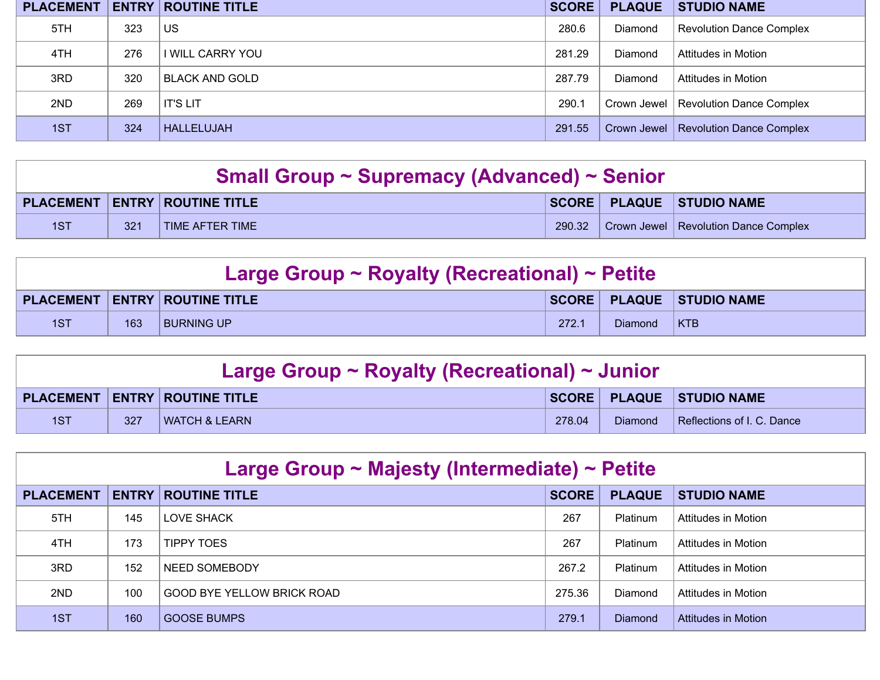| PLACEMENT | ENTRY | ROUTINE TITLE | SCORE | PLAQUE | STUDIO NAME |
|---|---|---|---|---|---|
| 5TH | 323 | US | 280.6 | Diamond | Revolution Dance Complex |
| 4TH | 276 | I WILL CARRY YOU | 281.29 | Diamond | Attitudes in Motion |
| 3RD | 320 | BLACK AND GOLD | 287.79 | Diamond | Attitudes in Motion |
| 2ND | 269 | IT'S LIT | 290.1 | Crown Jewel | Revolution Dance Complex |
| 1ST | 324 | HALLELUJAH | 291.55 | Crown Jewel | Revolution Dance Complex |

## Small Group ~ Supremacy (Advanced) ~ Senior

| PLACEMENT | ENTRY | ROUTINE TITLE | SCORE | PLAQUE | STUDIO NAME |
|---|---|---|---|---|---|
| 1ST | 321 | TIME AFTER TIME | 290.32 | Crown Jewel | Revolution Dance Complex |

## Large Group ~ Royalty (Recreational) ~ Petite

| PLACEMENT | ENTRY | ROUTINE TITLE | SCORE | PLAQUE | STUDIO NAME |
|---|---|---|---|---|---|
| 1ST | 163 | BURNING UP | 272.1 | Diamond | KTB |

## Large Group ~ Royalty (Recreational) ~ Junior

| PLACEMENT | ENTRY | ROUTINE TITLE | SCORE | PLAQUE | STUDIO NAME |
|---|---|---|---|---|---|
| 1ST | 327 | WATCH & LEARN | 278.04 | Diamond | Reflections of I. C. Dance |

## Large Group ~ Majesty (Intermediate) ~ Petite

| PLACEMENT | ENTRY | ROUTINE TITLE | SCORE | PLAQUE | STUDIO NAME |
|---|---|---|---|---|---|
| 5TH | 145 | LOVE SHACK | 267 | Platinum | Attitudes in Motion |
| 4TH | 173 | TIPPY TOES | 267 | Platinum | Attitudes in Motion |
| 3RD | 152 | NEED SOMEBODY | 267.2 | Platinum | Attitudes in Motion |
| 2ND | 100 | GOOD BYE YELLOW BRICK ROAD | 275.36 | Diamond | Attitudes in Motion |
| 1ST | 160 | GOOSE BUMPS | 279.1 | Diamond | Attitudes in Motion |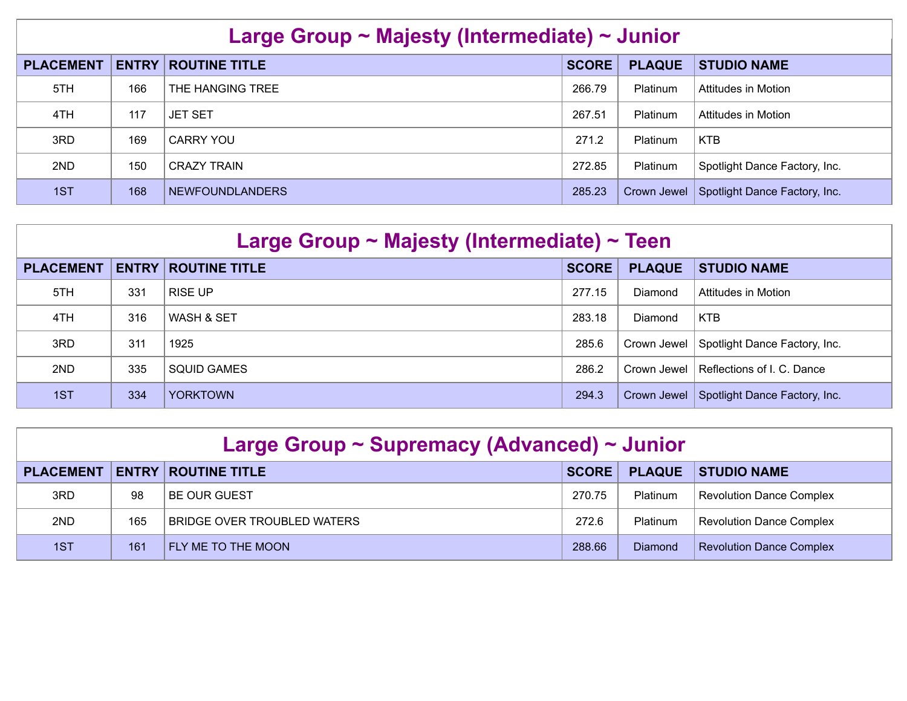## Large Group ~ Majesty (Intermediate) ~ Junior

| PLACEMENT | ENTRY | ROUTINE TITLE | SCORE | PLAQUE | STUDIO NAME |
|---|---|---|---|---|---|
| 5TH | 166 | THE HANGING TREE | 266.79 | Platinum | Attitudes in Motion |
| 4TH | 117 | JET SET | 267.51 | Platinum | Attitudes in Motion |
| 3RD | 169 | CARRY YOU | 271.2 | Platinum | KTB |
| 2ND | 150 | CRAZY TRAIN | 272.85 | Platinum | Spotlight Dance Factory, Inc. |
| 1ST | 168 | NEWFOUNDLANDERS | 285.23 | Crown Jewel | Spotlight Dance Factory, Inc. |

## Large Group ~ Majesty (Intermediate) ~ Teen

| PLACEMENT | ENTRY | ROUTINE TITLE | SCORE | PLAQUE | STUDIO NAME |
|---|---|---|---|---|---|
| 5TH | 331 | RISE UP | 277.15 | Diamond | Attitudes in Motion |
| 4TH | 316 | WASH & SET | 283.18 | Diamond | KTB |
| 3RD | 311 | 1925 | 285.6 | Crown Jewel | Spotlight Dance Factory, Inc. |
| 2ND | 335 | SQUID GAMES | 286.2 | Crown Jewel | Reflections of I. C. Dance |
| 1ST | 334 | YORKTOWN | 294.3 | Crown Jewel | Spotlight Dance Factory, Inc. |

## Large Group ~ Supremacy (Advanced) ~ Junior

| PLACEMENT | ENTRY | ROUTINE TITLE | SCORE | PLAQUE | STUDIO NAME |
|---|---|---|---|---|---|
| 3RD | 98 | BE OUR GUEST | 270.75 | Platinum | Revolution Dance Complex |
| 2ND | 165 | BRIDGE OVER TROUBLED WATERS | 272.6 | Platinum | Revolution Dance Complex |
| 1ST | 161 | FLY ME TO THE MOON | 288.66 | Diamond | Revolution Dance Complex |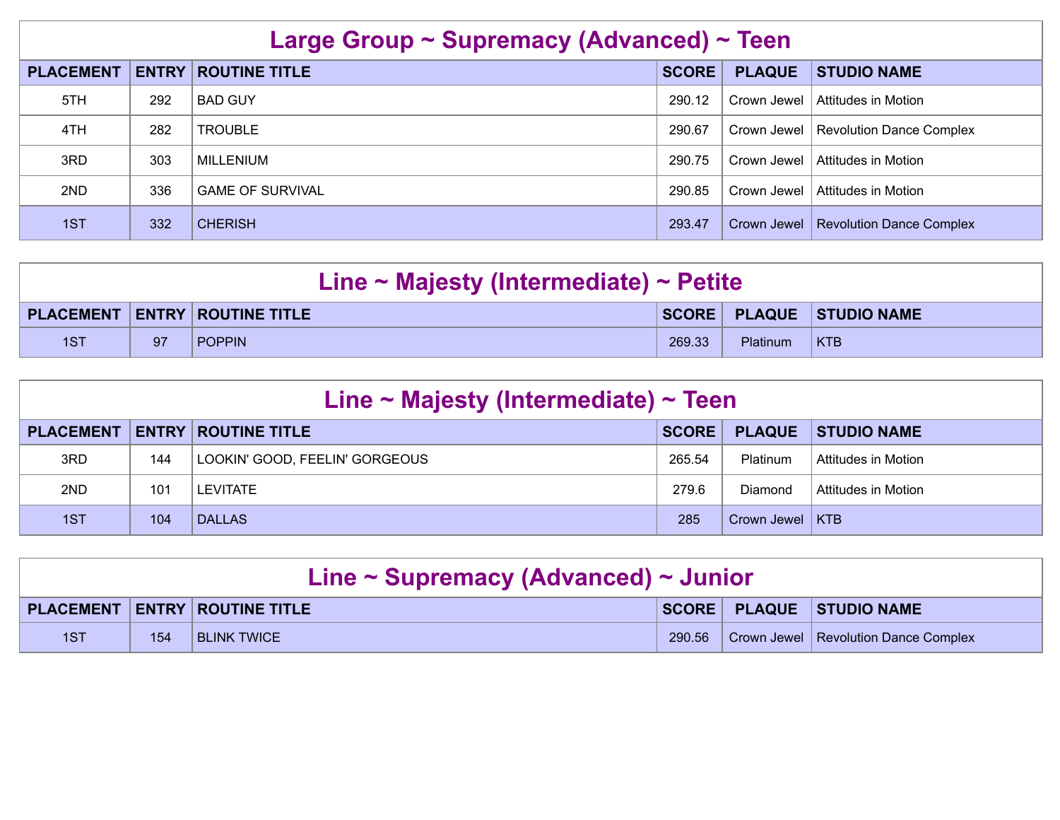## Large Group ~ Supremacy (Advanced) ~ Teen

| PLACEMENT | ENTRY | ROUTINE TITLE | SCORE | PLAQUE | STUDIO NAME |
|---|---|---|---|---|---|
| 5TH | 292 | BAD GUY | 290.12 | Crown Jewel | Attitudes in Motion |
| 4TH | 282 | TROUBLE | 290.67 | Crown Jewel | Revolution Dance Complex |
| 3RD | 303 | MILLENIUM | 290.75 | Crown Jewel | Attitudes in Motion |
| 2ND | 336 | GAME OF SURVIVAL | 290.85 | Crown Jewel | Attitudes in Motion |
| 1ST | 332 | CHERISH | 293.47 | Crown Jewel | Revolution Dance Complex |

## Line ~ Majesty (Intermediate) ~ Petite

| PLACEMENT | ENTRY | ROUTINE TITLE | SCORE | PLAQUE | STUDIO NAME |
|---|---|---|---|---|---|
| 1ST | 97 | POPPIN | 269.33 | Platinum | KTB |

## Line ~ Majesty (Intermediate) ~ Teen

| PLACEMENT | ENTRY | ROUTINE TITLE | SCORE | PLAQUE | STUDIO NAME |
|---|---|---|---|---|---|
| 3RD | 144 | LOOKIN' GOOD, FEELIN' GORGEOUS | 265.54 | Platinum | Attitudes in Motion |
| 2ND | 101 | LEVITATE | 279.6 | Diamond | Attitudes in Motion |
| 1ST | 104 | DALLAS | 285 | Crown Jewel | KTB |

## Line ~ Supremacy (Advanced) ~ Junior

| PLACEMENT | ENTRY | ROUTINE TITLE | SCORE | PLAQUE | STUDIO NAME |
|---|---|---|---|---|---|
| 1ST | 154 | BLINK TWICE | 290.56 | Crown Jewel | Revolution Dance Complex |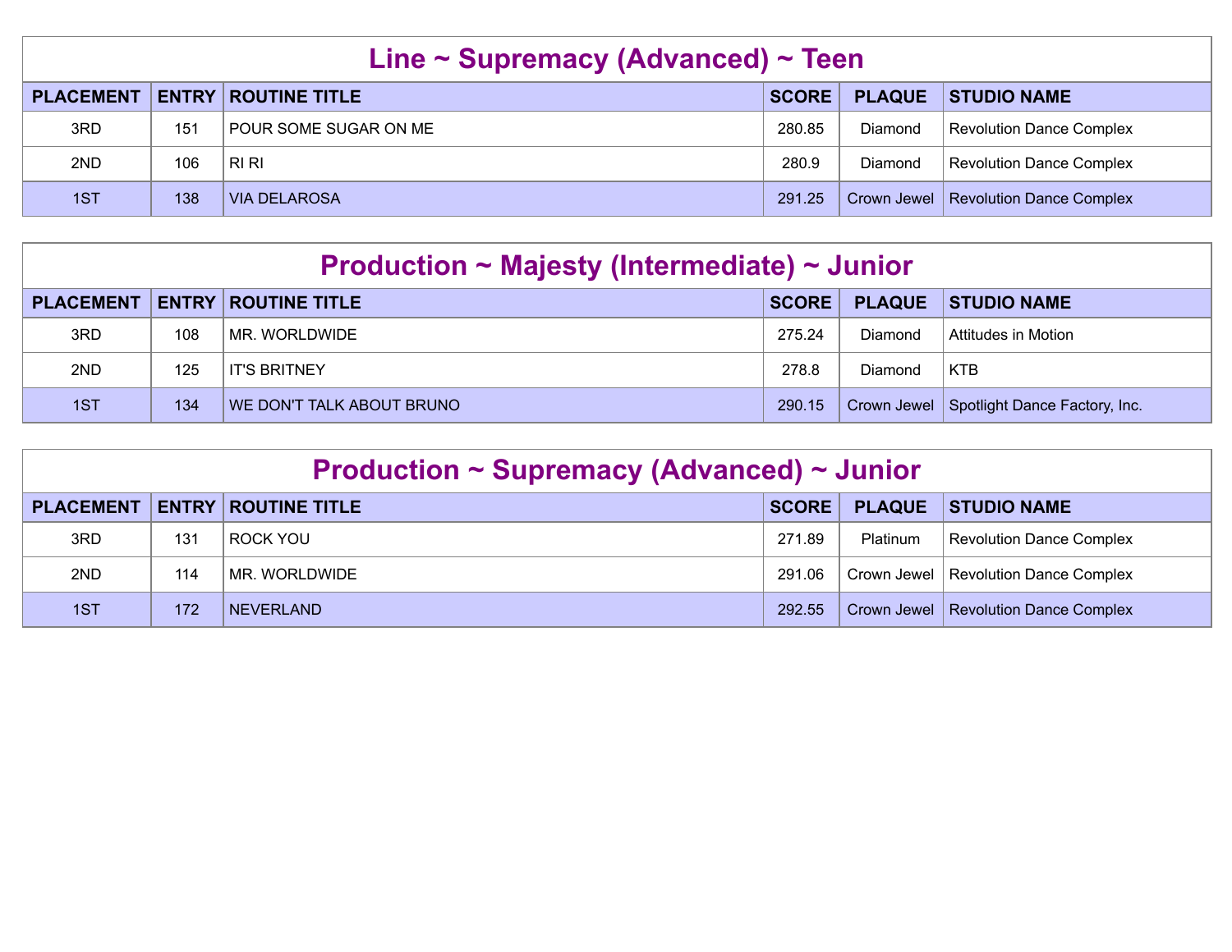## Line ~ Supremacy (Advanced) ~ Teen

| PLACEMENT | ENTRY | ROUTINE TITLE | SCORE | PLAQUE | STUDIO NAME |
|---|---|---|---|---|---|
| 3RD | 151 | POUR SOME SUGAR ON ME | 280.85 | Diamond | Revolution Dance Complex |
| 2ND | 106 | RI RI | 280.9 | Diamond | Revolution Dance Complex |
| 1ST | 138 | VIA DELAROSA | 291.25 | Crown Jewel | Revolution Dance Complex |

## Production ~ Majesty (Intermediate) ~ Junior

| PLACEMENT | ENTRY | ROUTINE TITLE | SCORE | PLAQUE | STUDIO NAME |
|---|---|---|---|---|---|
| 3RD | 108 | MR. WORLDWIDE | 275.24 | Diamond | Attitudes in Motion |
| 2ND | 125 | IT'S BRITNEY | 278.8 | Diamond | KTB |
| 1ST | 134 | WE DON'T TALK ABOUT BRUNO | 290.15 | Crown Jewel | Spotlight Dance Factory, Inc. |

## Production ~ Supremacy (Advanced) ~ Junior

| PLACEMENT | ENTRY | ROUTINE TITLE | SCORE | PLAQUE | STUDIO NAME |
|---|---|---|---|---|---|
| 3RD | 131 | ROCK YOU | 271.89 | Platinum | Revolution Dance Complex |
| 2ND | 114 | MR. WORLDWIDE | 291.06 | Crown Jewel | Revolution Dance Complex |
| 1ST | 172 | NEVERLAND | 292.55 | Crown Jewel | Revolution Dance Complex |